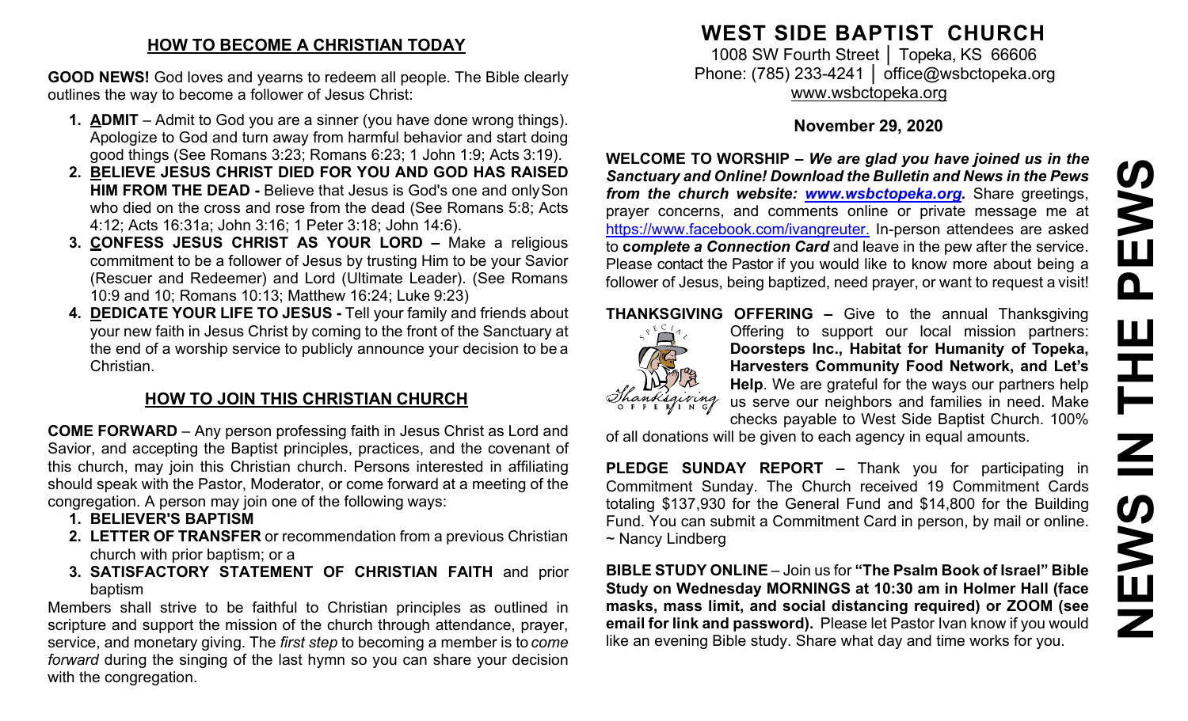## HOW TO BECOME A CHRISTIAN TODAY

**GOOD NEWS!** God loves and yearns to redeem all people. The Bible clearly outlines the way to become a follower of Jesus Christ:

1. **ADMIT** – Admit to God you are a sinner (you have done wrong things). Apologize to God and turn away from harmful behavior and start doing good things (See Romans 3:23; Romans 6:23; 1 John 1:9; Acts 3:19).
2. **BELIEVE JESUS CHRIST DIED FOR YOU AND GOD HAS RAISED HIM FROM THE DEAD -** Believe that Jesus is God's one and only Son who died on the cross and rose from the dead (See Romans 5:8; Acts 4:12; Acts 16:31a; John 3:16; 1 Peter 3:18; John 14:6).
3. **CONFESS JESUS CHRIST AS YOUR LORD –** Make a religious commitment to be a follower of Jesus by trusting Him to be your Savior (Rescuer and Redeemer) and Lord (Ultimate Leader). (See Romans 10:9 and 10; Romans 10:13; Matthew 16:24; Luke 9:23)
4. **DEDICATE YOUR LIFE TO JESUS -** Tell your family and friends about your new faith in Jesus Christ by coming to the front of the Sanctuary at the end of a worship service to publicly announce your decision to be a Christian.

## HOW TO JOIN THIS CHRISTIAN CHURCH

**COME FORWARD** – Any person professing faith in Jesus Christ as Lord and Savior, and accepting the Baptist principles, practices, and the covenant of this church, may join this Christian church. Persons interested in affiliating should speak with the Pastor, Moderator, or come forward at a meeting of the congregation. A person may join one of the following ways:

1. **BELIEVER'S BAPTISM**
2. **LETTER OF TRANSFER** or recommendation from a previous Christian church with prior baptism; or a
3. **SATISFACTORY STATEMENT OF CHRISTIAN FAITH** and prior baptism

Members shall strive to be faithful to Christian principles as outlined in scripture and support the mission of the church through attendance, prayer, service, and monetary giving. The *first step* to becoming a member is to *come forward* during the singing of the last hymn so you can share your decision with the congregation.

# WEST SIDE BAPTIST CHURCH

1008 SW Fourth Street │ Topeka, KS 66606
Phone: (785) 233-4241 │ office@wsbctopeka.org
www.wsbctopeka.org

**November 29, 2020**

**WELCOME TO WORSHIP –** ***We are glad you have joined us in the Sanctuary and Online! Download the Bulletin and News in the Pews from the church website: www.wsbctopeka.org.*** Share greetings, prayer concerns, and comments online or private message me at https://www.facebook.com/ivangreuter. In-person attendees are asked to ***complete a Connection Card*** and leave in the pew after the service. Please contact the Pastor if you would like to know more about being a follower of Jesus, being baptized, need prayer, or want to request a visit!

**THANKSGIVING OFFERING –** Give to the annual Thanksgiving Offering to support our local mission partners: **Doorsteps Inc., Habitat for Humanity of Topeka, Harvesters Community Food Network, and Let's Help**. We are grateful for the ways our partners help us serve our neighbors and families in need. Make checks payable to West Side Baptist Church. 100% of all donations will be given to each agency in equal amounts.

**PLEDGE SUNDAY REPORT –** Thank you for participating in Commitment Sunday. The Church received 19 Commitment Cards totaling $137,930 for the General Fund and $14,800 for the Building Fund. You can submit a Commitment Card in person, by mail or online. ~ Nancy Lindberg

**BIBLE STUDY ONLINE** – Join us for **"The Psalm Book of Israel" Bible Study on Wednesday MORNINGS at 10:30 am in Holmer Hall (face masks, mass limit, and social distancing required) or ZOOM (see email for link and password).** Please let Pastor Ivan know if you would like an evening Bible study. Share what day and time works for you.

# NEWS IN THE PEWS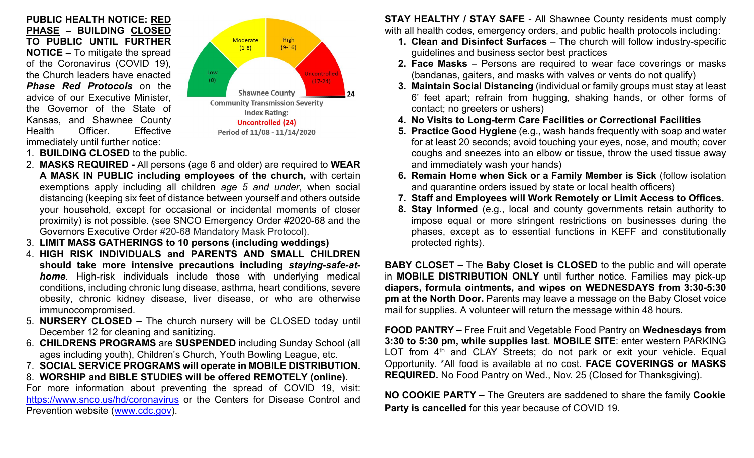**PUBLIC HEALTH NOTICE: RED PHASE – BUILDING CLOSED TO PUBLIC UNTIL FURTHER NOTICE –** To mitigate the spread of the Coronavirus (COVID 19), the Church leaders have enacted ***Phase Red Protocols*** on the advice of our Executive Minister, the Governor of the State of Kansas, and Shawnee County Health Officer. Effective immediately until further notice:

Moderate (1-8)
High (9-16)
Low (0)
Uncontrolled (17-24)
24
Shawnee County
Community Transmission Severity Index Rating:
Uncontrolled (24)
Period of 11/08 - 11/14/2020

1. **BUILDING CLOSED** to the public.
2. **MASKS REQUIRED -** All persons (age 6 and older) are required to **WEAR A MASK IN PUBLIC including employees of the church,** with certain exemptions apply including all children *age 5 and under*, when social distancing (keeping six feet of distance between yourself and others outside your household, except for occasional or incidental moments of closer proximity) is not possible. (see SNCO Emergency Order #2020-68 and the Governors Executive Order #20-68 Mandatory Mask Protocol).
3. **LIMIT MASS GATHERINGS to 10 persons (including weddings)**
4. **HIGH RISK INDIVIDUALS and PARENTS AND SMALL CHILDREN should take more intensive precautions including *staying-safe-at-home***. High-risk individuals include those with underlying medical conditions, including chronic lung disease, asthma, heart conditions, severe obesity, chronic kidney disease, liver disease, or who are otherwise immunocompromised.
5. **NURSERY CLOSED –** The church nursery will be CLOSED today until December 12 for cleaning and sanitizing.
6. **CHILDRENS PROGRAMS** are **SUSPENDED** including Sunday School (all ages including youth), Children's Church, Youth Bowling League, etc.
7. **SOCIAL SERVICE PROGRAMS will operate in MOBILE DISTRIBUTION.**
8. **WORSHIP and BIBLE STUDIES will be offered REMOTELY (online).**

For more information about preventing the spread of COVID 19, visit: https://www.snco.us/hd/coronavirus or the Centers for Disease Control and Prevention website (www.cdc.gov).

**STAY HEALTHY / STAY SAFE** - All Shawnee County residents must comply with all health codes, emergency orders, and public health protocols including:

1. **Clean and Disinfect Surfaces** – The church will follow industry-specific guidelines and business sector best practices
2. **Face Masks** – Persons are required to wear face coverings or masks (bandanas, gaiters, and masks with valves or vents do not qualify)
3. **Maintain Social Distancing** (individual or family groups must stay at least 6' feet apart; refrain from hugging, shaking hands, or other forms of contact; no greeters or ushers)
4. **No Visits to Long-term Care Facilities or Correctional Facilities**
5. **Practice Good Hygiene** (e.g., wash hands frequently with soap and water for at least 20 seconds; avoid touching your eyes, nose, and mouth; cover coughs and sneezes into an elbow or tissue, throw the used tissue away and immediately wash your hands)
6. **Remain Home when Sick or a Family Member is Sick** (follow isolation and quarantine orders issued by state or local health officers)
7. **Staff and Employees will Work Remotely or Limit Access to Offices.**
8. **Stay Informed** (e.g., local and county governments retain authority to impose equal or more stringent restrictions on businesses during the phases, except as to essential functions in KEFF and constitutionally protected rights).

**BABY CLOSET –** The **Baby Closet is CLOSED** to the public and will operate in **MOBILE DISTRIBUTION ONLY** until further notice. Families may pick-up **diapers, formula ointments, and wipes on WEDNESDAYS from 3:30-5:30 pm at the North Door.** Parents may leave a message on the Baby Closet voice mail for supplies. A volunteer will return the message within 48 hours.

**FOOD PANTRY –** Free Fruit and Vegetable Food Pantry on **Wednesdays from 3:30 to 5:30 pm, while supplies last**. **MOBILE SITE**: enter western PARKING LOT from 4th and CLAY Streets; do not park or exit your vehicle. Equal Opportunity. *All food is available at no cost. **FACE COVERINGS or MASKS REQUIRED.** No Food Pantry on Wed., Nov. 25 (Closed for Thanksgiving).

**NO COOKIE PARTY –** The Greuters are saddened to share the family **Cookie Party is cancelled** for this year because of COVID 19.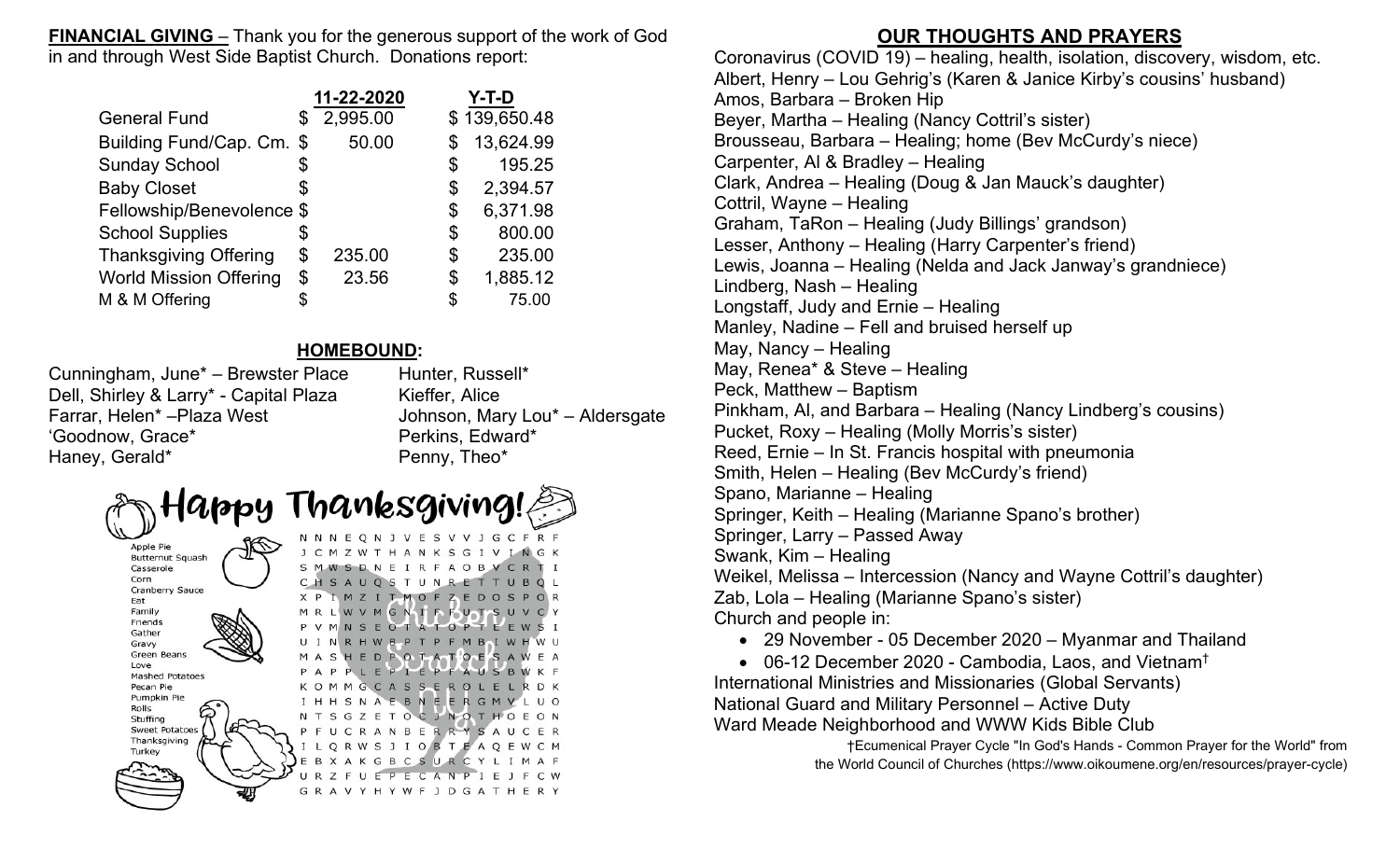**FINANCIAL GIVING** – Thank you for the generous support of the work of God in and through West Side Baptist Church. Donations report:

| | 11-22-2020 | Y-T-D |
|---|---|---|
| General Fund | $ 2,995.00 | $ 139,650.48 |
| Building Fund/Cap. Cm. | $ 50.00 | $ 13,624.99 |
| Sunday School | $ | $ 195.25 |
| Baby Closet | $ | $ 2,394.57 |
| Fellowship/Benevolence | $ | $ 6,371.98 |
| School Supplies | $ | $ 800.00 |
| Thanksgiving Offering | $ 235.00 | $ 235.00 |
| World Mission Offering | $ 23.56 | $ 1,885.12 |
| M & M Offering | $ | $ 75.00 |

## HOMEBOUND:

Cunningham, June* – Brewster Place
Dell, Shirley & Larry* - Capital Plaza
Farrar, Helen* –Plaza West
'Goodnow, Grace*
Haney, Gerald*
Hunter, Russell*
Kieffer, Alice
Johnson, Mary Lou* – Aldersgate
Perkins, Edward*
Penny, Theo*

## Happy Thanksgiving!

Apple Pie
Butternut Squash
Casserole
Corn
Cranberry Sauce
Eat
Family
Friends
Gather
Gravy
Green Beans
Love
Mashed Potatoes
Pecan Pie
Pumpkin Pie
Rolls
Stuffing
Sweet Potatoes
Thanksgiving
Turkey

```
N N N E Q N J V E S V V J G C F R F
J C M Z W T H A N K S G I V I N G K
S M W S D N E I R F A O B V C R T I
C H S A U Q S T U N R E T T U B Q L
X P I M Z I T M O F Z E D O S P O R
M R L W V M G N I F F U Z S U V C Y
P V M N S E O T A T O P T E E W S I
U I N R H W P P T P F M B I W H W U
M A S H E D P O T A T O E S A W E A
P A P P L E P I E P F A U S B W K F
K O M M G C A S S E R O L E L R D K
I H H S N A E B N E E R G M V L U O
N T S G Z E T O C J N G T H O E O N
P F U C R A N B E R R Y S A U C E R
I L Q R W S J I O B T E A Q E W C M
E B X A K G B C S U R C Y L I M A F
U R Z F U E P E C A N P I E J F C W
G R A V Y H Y W F J D G A T H E R Y
```

## OUR THOUGHTS AND PRAYERS

Coronavirus (COVID 19) – healing, health, isolation, discovery, wisdom, etc.
Albert, Henry – Lou Gehrig's (Karen & Janice Kirby's cousins' husband)
Amos, Barbara – Broken Hip
Beyer, Martha – Healing (Nancy Cottril's sister)
Brousseau, Barbara – Healing; home (Bev McCurdy's niece)
Carpenter, Al & Bradley – Healing
Clark, Andrea – Healing (Doug & Jan Mauck's daughter)
Cottril, Wayne – Healing
Graham, TaRon – Healing (Judy Billings' grandson)
Lesser, Anthony – Healing (Harry Carpenter's friend)
Lewis, Joanna – Healing (Nelda and Jack Janway's grandniece)
Lindberg, Nash – Healing
Longstaff, Judy and Ernie – Healing
Manley, Nadine – Fell and bruised herself up
May, Nancy – Healing
May, Renea* & Steve – Healing
Peck, Matthew – Baptism
Pinkham, Al, and Barbara – Healing (Nancy Lindberg's cousins)
Pucket, Roxy – Healing (Molly Morris's sister)
Reed, Ernie – In St. Francis hospital with pneumonia
Smith, Helen – Healing (Bev McCurdy's friend)
Spano, Marianne – Healing
Springer, Keith – Healing (Marianne Spano's brother)
Springer, Larry – Passed Away
Swank, Kim – Healing
Weikel, Melissa – Intercession (Nancy and Wayne Cottril's daughter)
Zab, Lola – Healing (Marianne Spano's sister)
Church and people in:

- 29 November - 05 December 2020 – Myanmar and Thailand
- 06-12 December 2020 - Cambodia, Laos, and Vietnam†

International Ministries and Missionaries (Global Servants)
National Guard and Military Personnel – Active Duty
Ward Meade Neighborhood and WWW Kids Bible Club

†Ecumenical Prayer Cycle "In God's Hands - Common Prayer for the World" from the World Council of Churches (https://www.oikoumene.org/en/resources/prayer-cycle)